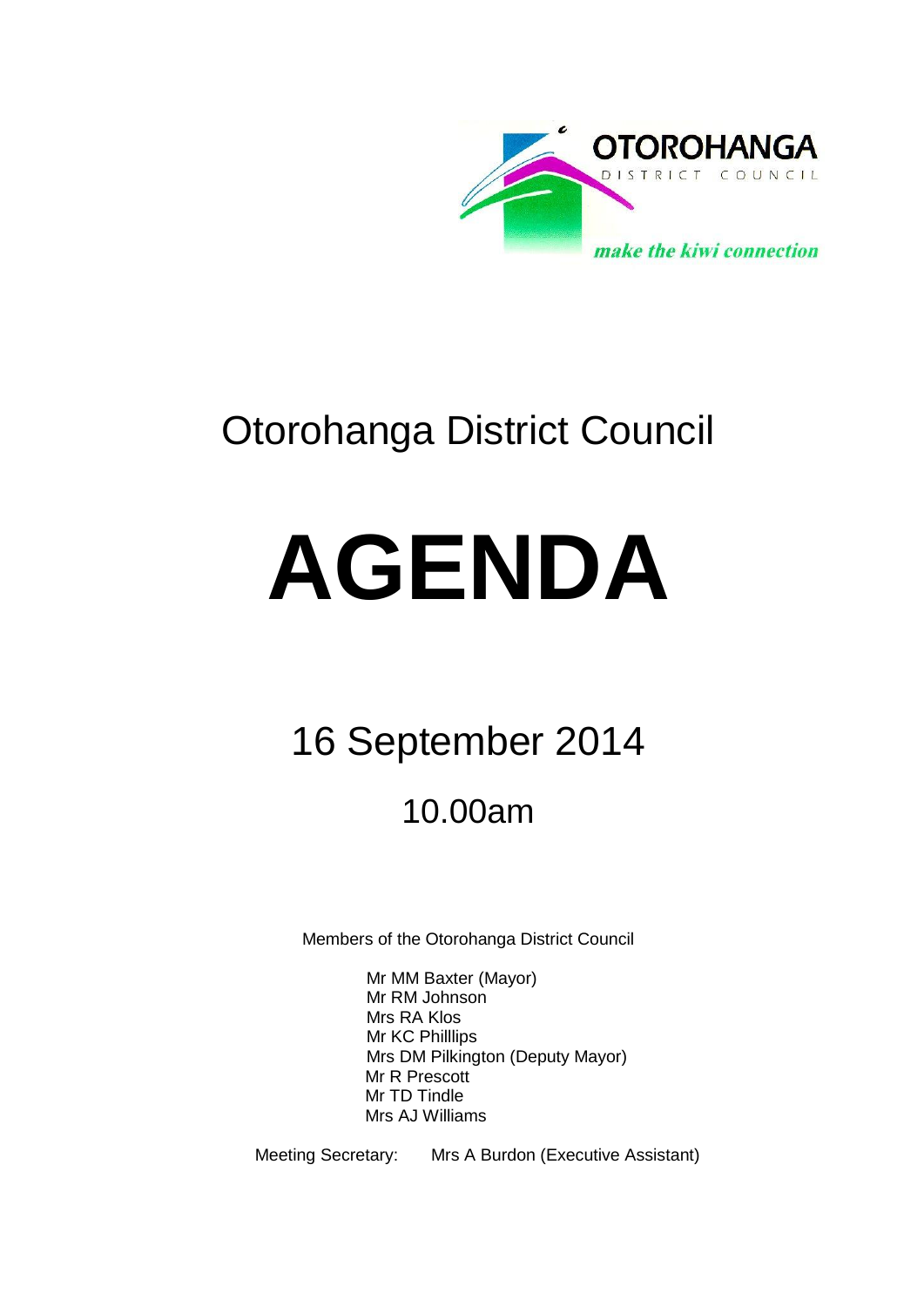OTOROHANGA DISTRICT COUNCIL

*make the kiwi connection*

# Otorohanga District Council

# AGENDA

## 16 September 2014

## 10.00am

Members of the Otorohanga District Council

Mr MM Baxter (Mayor)
Mr RM Johnson
Mrs RA Klos
Mr KC Philllips
Mrs DM Pilkington (Deputy Mayor)
Mr R Prescott
Mr TD Tindle
Mrs AJ Williams

Meeting Secretary: Mrs A Burdon (Executive Assistant)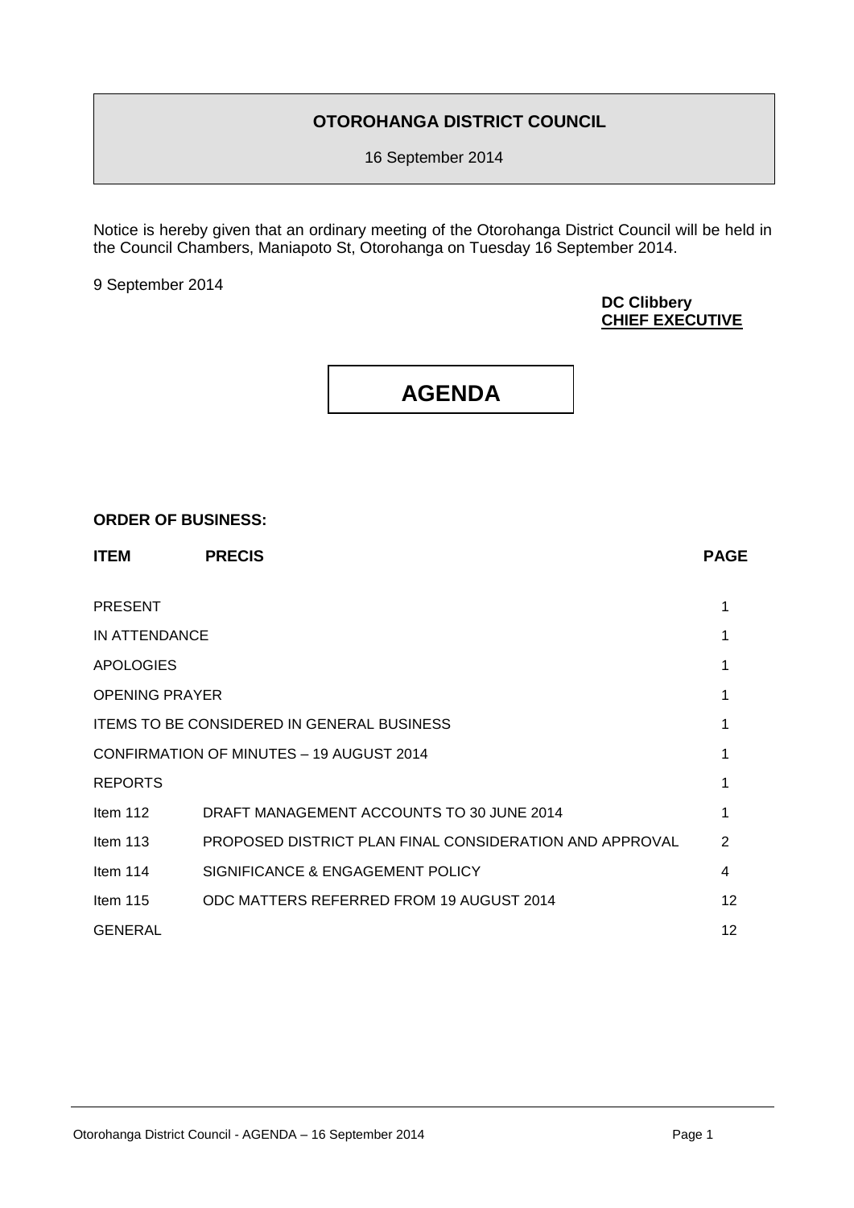# OTOROHANGA DISTRICT COUNCIL

16 September 2014

Notice is hereby given that an ordinary meeting of the Otorohanga District Council will be held in the Council Chambers, Maniapoto St, Otorohanga on Tuesday 16 September 2014.

9 September 2014

**DC Clibbery**
**CHIEF EXECUTIVE**

# AGENDA

**ORDER OF BUSINESS:**

| ITEM | PRECIS | PAGE |
|---|---|---|
| PRESENT | | 1 |
| IN ATTENDANCE | | 1 |
| APOLOGIES | | 1 |
| OPENING PRAYER | | 1 |
| ITEMS TO BE CONSIDERED IN GENERAL BUSINESS | | 1 |
| CONFIRMATION OF MINUTES – 19 AUGUST 2014 | | 1 |
| REPORTS | | 1 |
| Item 112 | DRAFT MANAGEMENT ACCOUNTS TO 30 JUNE 2014 | 1 |
| Item 113 | PROPOSED DISTRICT PLAN FINAL CONSIDERATION AND APPROVAL | 2 |
| Item 114 | SIGNIFICANCE & ENGAGEMENT POLICY | 4 |
| Item 115 | ODC MATTERS REFERRED FROM 19 AUGUST 2014 | 12 |
| GENERAL | | 12 |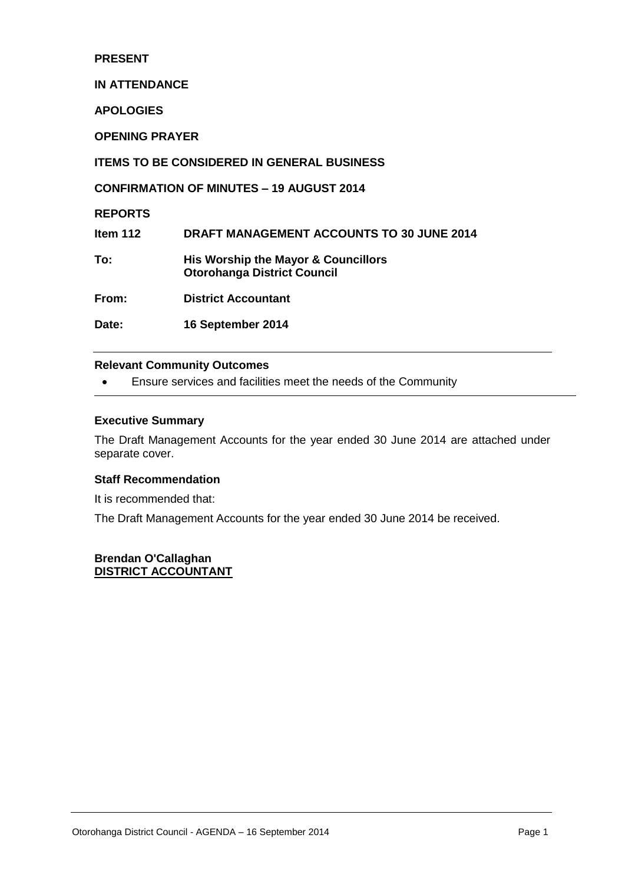**PRESENT**

**IN ATTENDANCE**

**APOLOGIES**

**OPENING PRAYER**

**ITEMS TO BE CONSIDERED IN GENERAL BUSINESS**

**CONFIRMATION OF MINUTES – 19 AUGUST 2014**

**REPORTS**

| | |
|---|---|
| **Item 112** | **DRAFT MANAGEMENT ACCOUNTS TO 30 JUNE 2014** |
| **To:** | **His Worship the Mayor & Councillors**<br>**Otorohanga District Council** |
| **From:** | **District Accountant** |
| **Date:** | **16 September 2014** |

---

### Relevant Community Outcomes

- Ensure services and facilities meet the needs of the Community

---

### Executive Summary

The Draft Management Accounts for the year ended 30 June 2014 are attached under separate cover.

### Staff Recommendation

It is recommended that:

The Draft Management Accounts for the year ended 30 June 2014 be received.

**Brendan O'Callaghan**
**DISTRICT ACCOUNTANT**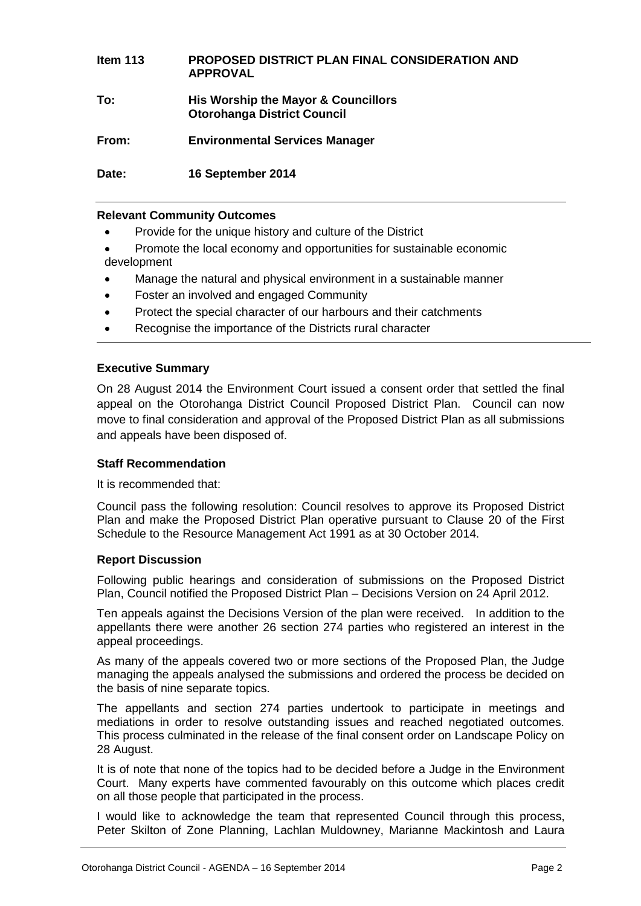**Item 113 PROPOSED DISTRICT PLAN FINAL CONSIDERATION AND APPROVAL**

**To: His Worship the Mayor & Councillors**
**Otorohanga District Council**

**From: Environmental Services Manager**

**Date: 16 September 2014**

---

**Relevant Community Outcomes**

- Provide for the unique history and culture of the District
- Promote the local economy and opportunities for sustainable economic development
- Manage the natural and physical environment in a sustainable manner
- Foster an involved and engaged Community
- Protect the special character of our harbours and their catchments
- Recognise the importance of the Districts rural character

---

**Executive Summary**

On 28 August 2014 the Environment Court issued a consent order that settled the final appeal on the Otorohanga District Council Proposed District Plan. Council can now move to final consideration and approval of the Proposed District Plan as all submissions and appeals have been disposed of.

**Staff Recommendation**

It is recommended that:

Council pass the following resolution: Council resolves to approve its Proposed District Plan and make the Proposed District Plan operative pursuant to Clause 20 of the First Schedule to the Resource Management Act 1991 as at 30 October 2014.

**Report Discussion**

Following public hearings and consideration of submissions on the Proposed District Plan, Council notified the Proposed District Plan – Decisions Version on 24 April 2012.

Ten appeals against the Decisions Version of the plan were received. In addition to the appellants there were another 26 section 274 parties who registered an interest in the appeal proceedings.

As many of the appeals covered two or more sections of the Proposed Plan, the Judge managing the appeals analysed the submissions and ordered the process be decided on the basis of nine separate topics.

The appellants and section 274 parties undertook to participate in meetings and mediations in order to resolve outstanding issues and reached negotiated outcomes. This process culminated in the release of the final consent order on Landscape Policy on 28 August.

It is of note that none of the topics had to be decided before a Judge in the Environment Court. Many experts have commented favourably on this outcome which places credit on all those people that participated in the process.

I would like to acknowledge the team that represented Council through this process, Peter Skilton of Zone Planning, Lachlan Muldowney, Marianne Mackintosh and Laura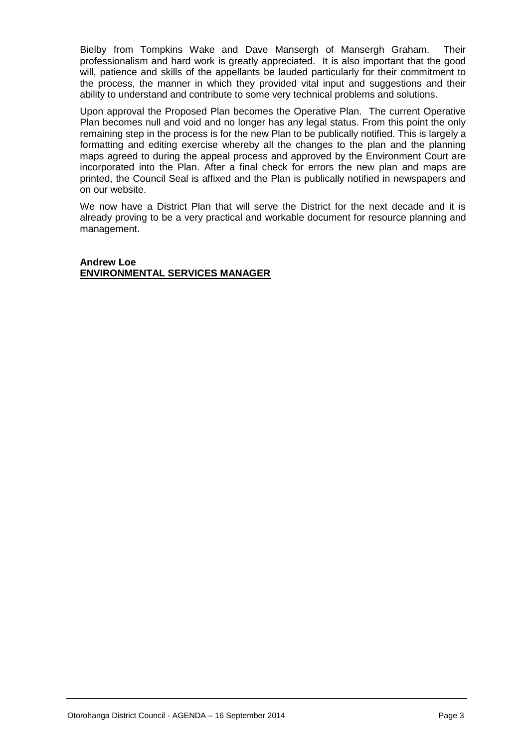Bielby from Tompkins Wake and Dave Mansergh of Mansergh Graham. Their professionalism and hard work is greatly appreciated. It is also important that the good will, patience and skills of the appellants be lauded particularly for their commitment to the process, the manner in which they provided vital input and suggestions and their ability to understand and contribute to some very technical problems and solutions.

Upon approval the Proposed Plan becomes the Operative Plan. The current Operative Plan becomes null and void and no longer has any legal status. From this point the only remaining step in the process is for the new Plan to be publically notified. This is largely a formatting and editing exercise whereby all the changes to the plan and the planning maps agreed to during the appeal process and approved by the Environment Court are incorporated into the Plan. After a final check for errors the new plan and maps are printed, the Council Seal is affixed and the Plan is publically notified in newspapers and on our website.

We now have a District Plan that will serve the District for the next decade and it is already proving to be a very practical and workable document for resource planning and management.

**Andrew Loe**
**<u>ENVIRONMENTAL SERVICES MANAGER</u>**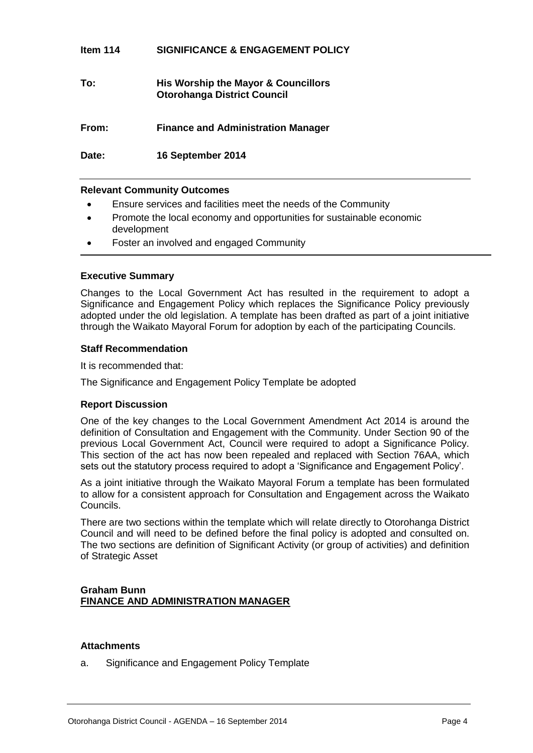**Item 114 SIGNIFICANCE & ENGAGEMENT POLICY**

**To: His Worship the Mayor & Councillors**
**Otorohanga District Council**

**From: Finance and Administration Manager**

**Date: 16 September 2014**

---

**Relevant Community Outcomes**

- Ensure services and facilities meet the needs of the Community
- Promote the local economy and opportunities for sustainable economic development
- Foster an involved and engaged Community

---

**Executive Summary**

Changes to the Local Government Act has resulted in the requirement to adopt a Significance and Engagement Policy which replaces the Significance Policy previously adopted under the old legislation. A template has been drafted as part of a joint initiative through the Waikato Mayoral Forum for adoption by each of the participating Councils.

**Staff Recommendation**

It is recommended that:

The Significance and Engagement Policy Template be adopted

**Report Discussion**

One of the key changes to the Local Government Amendment Act 2014 is around the definition of Consultation and Engagement with the Community. Under Section 90 of the previous Local Government Act, Council were required to adopt a Significance Policy. This section of the act has now been repealed and replaced with Section 76AA, which sets out the statutory process required to adopt a 'Significance and Engagement Policy'.

As a joint initiative through the Waikato Mayoral Forum a template has been formulated to allow for a consistent approach for Consultation and Engagement across the Waikato Councils.

There are two sections within the template which will relate directly to Otorohanga District Council and will need to be defined before the final policy is adopted and consulted on. The two sections are definition of Significant Activity (or group of activities) and definition of Strategic Asset

**Graham Bunn**
**FINANCE AND ADMINISTRATION MANAGER**

**Attachments**

a. Significance and Engagement Policy Template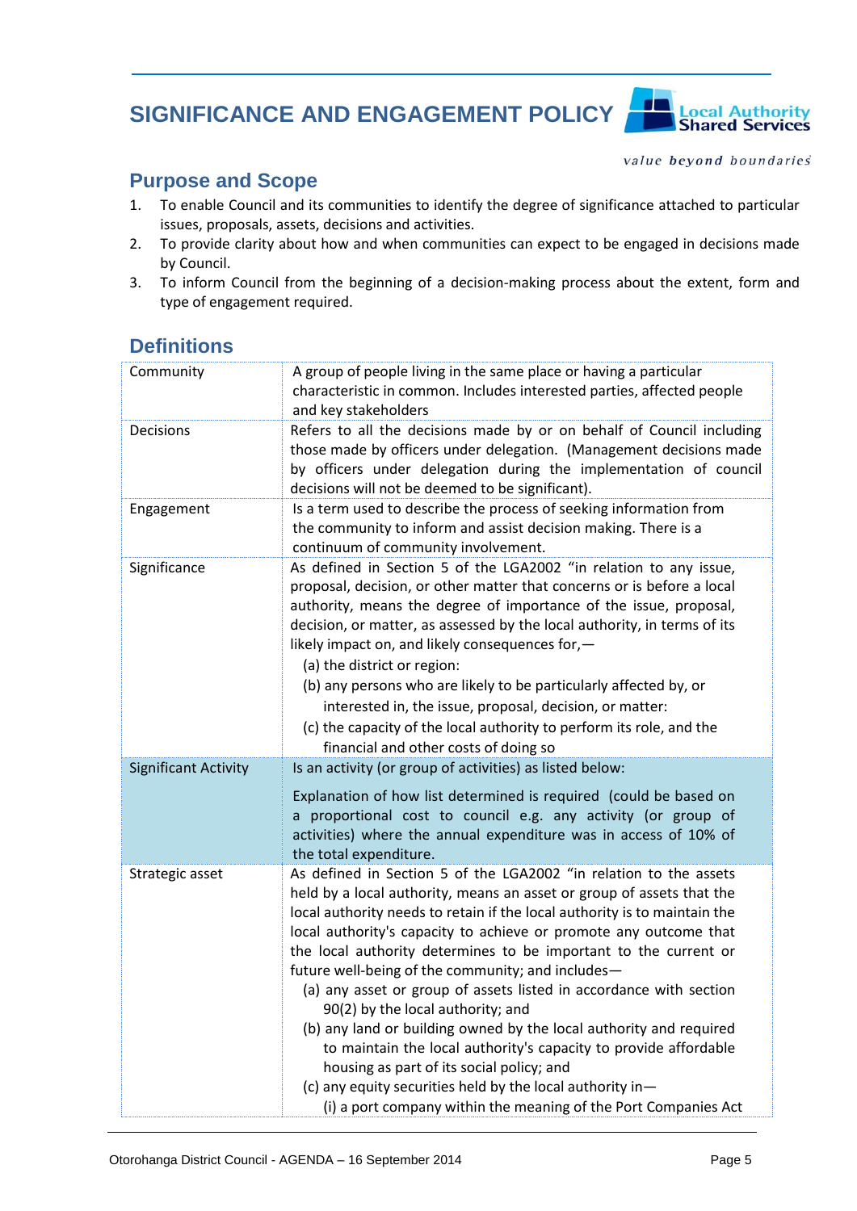# SIGNIFICANCE AND ENGAGEMENT POLICY

*value beyond boundaries*

## Purpose and Scope

1. To enable Council and its communities to identify the degree of significance attached to particular issues, proposals, assets, decisions and activities.
2. To provide clarity about how and when communities can expect to be engaged in decisions made by Council.
3. To inform Council from the beginning of a decision-making process about the extent, form and type of engagement required.

## Definitions

| | |
|---|---|
| Community | A group of people living in the same place or having a particular characteristic in common. Includes interested parties, affected people and key stakeholders |
| Decisions | Refers to all the decisions made by or on behalf of Council including those made by officers under delegation. (Management decisions made by officers under delegation during the implementation of council decisions will not be deemed to be significant). |
| Engagement | Is a term used to describe the process of seeking information from the community to inform and assist decision making. There is a continuum of community involvement. |
| Significance | As defined in Section 5 of the LGA2002 "in relation to any issue, proposal, decision, or other matter that concerns or is before a local authority, means the degree of importance of the issue, proposal, decision, or matter, as assessed by the local authority, in terms of its likely impact on, and likely consequences for,—<br>(a) the district or region:<br>(b) any persons who are likely to be particularly affected by, or interested in, the issue, proposal, decision, or matter:<br>(c) the capacity of the local authority to perform its role, and the financial and other costs of doing so |
| Significant Activity | Is an activity (or group of activities) as listed below:<br><br>Explanation of how list determined is required (could be based on a proportional cost to council e.g. any activity (or group of activities) where the annual expenditure was in access of 10% of the total expenditure. |
| Strategic asset | As defined in Section 5 of the LGA2002 "in relation to the assets held by a local authority, means an asset or group of assets that the local authority needs to retain if the local authority is to maintain the local authority's capacity to achieve or promote any outcome that the local authority determines to be important to the current or future well-being of the community; and includes—<br>(a) any asset or group of assets listed in accordance with section 90(2) by the local authority; and<br>(b) any land or building owned by the local authority and required to maintain the local authority's capacity to provide affordable housing as part of its social policy; and<br>(c) any equity securities held by the local authority in—<br>(i) a port company within the meaning of the Port Companies Act |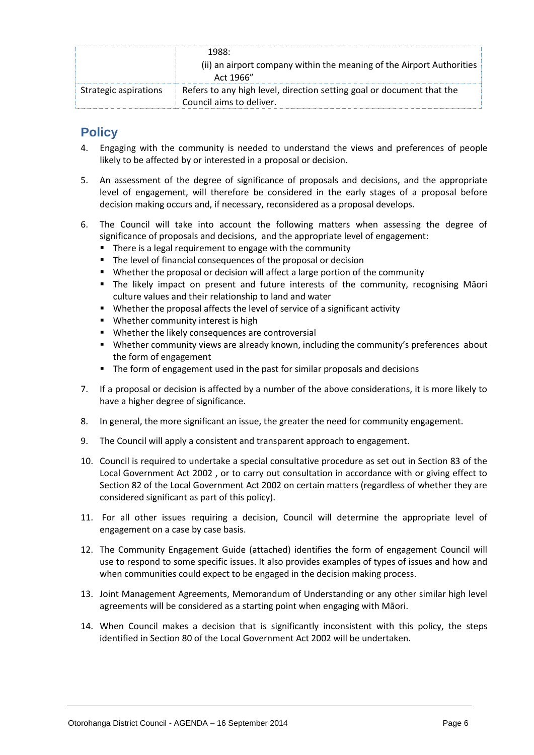|  | 1988:<br>(ii) an airport company within the meaning of the Airport Authorities Act 1966” |
| --- | --- |
| Strategic aspirations | Refers to any high level, direction setting goal or document that the Council aims to deliver. |

## Policy

4. Engaging with the community is needed to understand the views and preferences of people likely to be affected by or interested in a proposal or decision.

5. An assessment of the degree of significance of proposals and decisions, and the appropriate level of engagement, will therefore be considered in the early stages of a proposal before decision making occurs and, if necessary, reconsidered as a proposal develops.

6. The Council will take into account the following matters when assessing the degree of significance of proposals and decisions, and the appropriate level of engagement:
   - There is a legal requirement to engage with the community
   - The level of financial consequences of the proposal or decision
   - Whether the proposal or decision will affect a large portion of the community
   - The likely impact on present and future interests of the community, recognising Māori culture values and their relationship to land and water
   - Whether the proposal affects the level of service of a significant activity
   - Whether community interest is high
   - Whether the likely consequences are controversial
   - Whether community views are already known, including the community’s preferences about the form of engagement
   - The form of engagement used in the past for similar proposals and decisions

7. If a proposal or decision is affected by a number of the above considerations, it is more likely to have a higher degree of significance.

8. In general, the more significant an issue, the greater the need for community engagement.

9. The Council will apply a consistent and transparent approach to engagement.

10. Council is required to undertake a special consultative procedure as set out in Section 83 of the Local Government Act 2002 , or to carry out consultation in accordance with or giving effect to Section 82 of the Local Government Act 2002 on certain matters (regardless of whether they are considered significant as part of this policy).

11. For all other issues requiring a decision, Council will determine the appropriate level of engagement on a case by case basis.

12. The Community Engagement Guide (attached) identifies the form of engagement Council will use to respond to some specific issues. It also provides examples of types of issues and how and when communities could expect to be engaged in the decision making process.

13. Joint Management Agreements, Memorandum of Understanding or any other similar high level agreements will be considered as a starting point when engaging with Māori.

14. When Council makes a decision that is significantly inconsistent with this policy, the steps identified in Section 80 of the Local Government Act 2002 will be undertaken.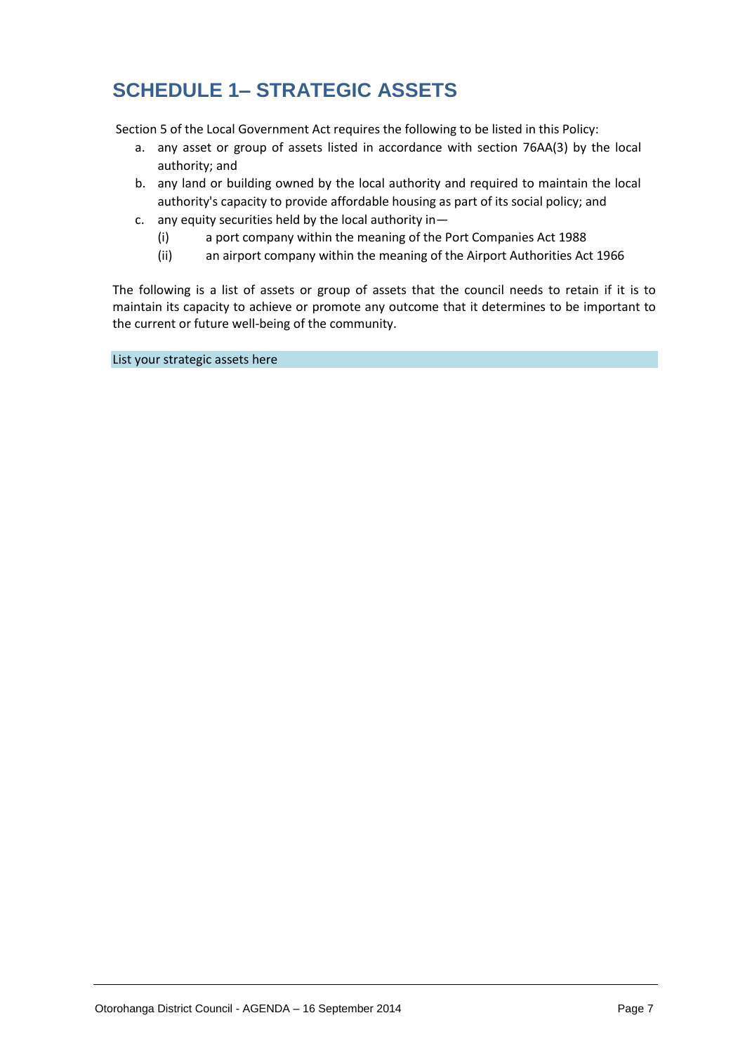# SCHEDULE 1– STRATEGIC ASSETS

Section 5 of the Local Government Act requires the following to be listed in this Policy:

a. any asset or group of assets listed in accordance with section 76AA(3) by the local authority; and
b. any land or building owned by the local authority and required to maintain the local authority's capacity to provide affordable housing as part of its social policy; and
c. any equity securities held by the local authority in—
   (i) a port company within the meaning of the Port Companies Act 1988
   (ii) an airport company within the meaning of the Airport Authorities Act 1966

The following is a list of assets or group of assets that the council needs to retain if it is to maintain its capacity to achieve or promote any outcome that it determines to be important to the current or future well-being of the community.

List your strategic assets here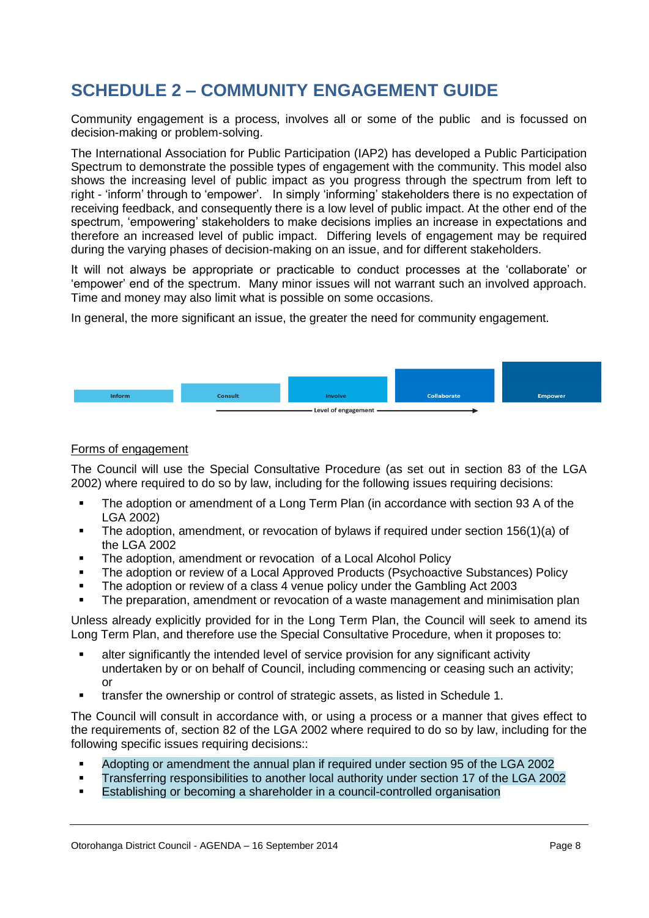# SCHEDULE 2 – COMMUNITY ENGAGEMENT GUIDE

Community engagement is a process, involves all or some of the public and is focussed on decision-making or problem-solving.

The International Association for Public Participation (IAP2) has developed a Public Participation Spectrum to demonstrate the possible types of engagement with the community. This model also shows the increasing level of public impact as you progress through the spectrum from left to right - 'inform' through to 'empower'. In simply 'informing' stakeholders there is no expectation of receiving feedback, and consequently there is a low level of public impact. At the other end of the spectrum, 'empowering' stakeholders to make decisions implies an increase in expectations and therefore an increased level of public impact. Differing levels of engagement may be required during the varying phases of decision-making on an issue, and for different stakeholders.

It will not always be appropriate or practicable to conduct processes at the 'collaborate' or 'empower' end of the spectrum. Many minor issues will not warrant such an involved approach. Time and money may also limit what is possible on some occasions.

In general, the more significant an issue, the greater the need for community engagement.

| Inform | Consult | Involve | Collaborate | Empower |
|---|---|---|---|---|

Level of engagement →

Forms of engagement

The Council will use the Special Consultative Procedure (as set out in section 83 of the LGA 2002) where required to do so by law, including for the following issues requiring decisions:

- The adoption or amendment of a Long Term Plan (in accordance with section 93 A of the LGA 2002)
- The adoption, amendment, or revocation of bylaws if required under section 156(1)(a) of the LGA 2002
- The adoption, amendment or revocation of a Local Alcohol Policy
- The adoption or review of a Local Approved Products (Psychoactive Substances) Policy
- The adoption or review of a class 4 venue policy under the Gambling Act 2003
- The preparation, amendment or revocation of a waste management and minimisation plan

Unless already explicitly provided for in the Long Term Plan, the Council will seek to amend its Long Term Plan, and therefore use the Special Consultative Procedure, when it proposes to:

- alter significantly the intended level of service provision for any significant activity undertaken by or on behalf of Council, including commencing or ceasing such an activity; or
- transfer the ownership or control of strategic assets, as listed in Schedule 1.

The Council will consult in accordance with, or using a process or a manner that gives effect to the requirements of, section 82 of the LGA 2002 where required to do so by law, including for the following specific issues requiring decisions::

- Adopting or amendment the annual plan if required under section 95 of the LGA 2002
- Transferring responsibilities to another local authority under section 17 of the LGA 2002
- Establishing or becoming a shareholder in a council-controlled organisation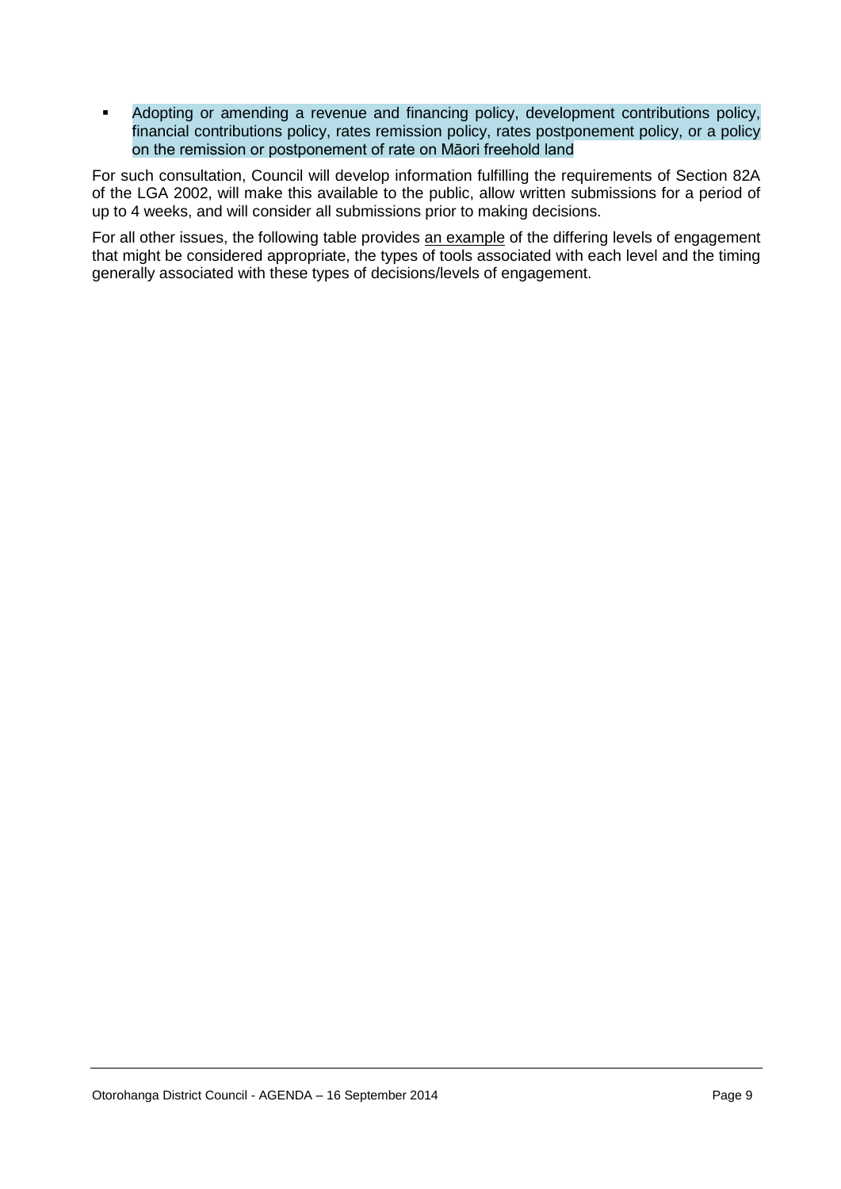- Adopting or amending a revenue and financing policy, development contributions policy, financial contributions policy, rates remission policy, rates postponement policy, or a policy on the remission or postponement of rate on Māori freehold land

For such consultation, Council will develop information fulfilling the requirements of Section 82A of the LGA 2002, will make this available to the public, allow written submissions for a period of up to 4 weeks, and will consider all submissions prior to making decisions.

For all other issues, the following table provides an example of the differing levels of engagement that might be considered appropriate, the types of tools associated with each level and the timing generally associated with these types of decisions/levels of engagement.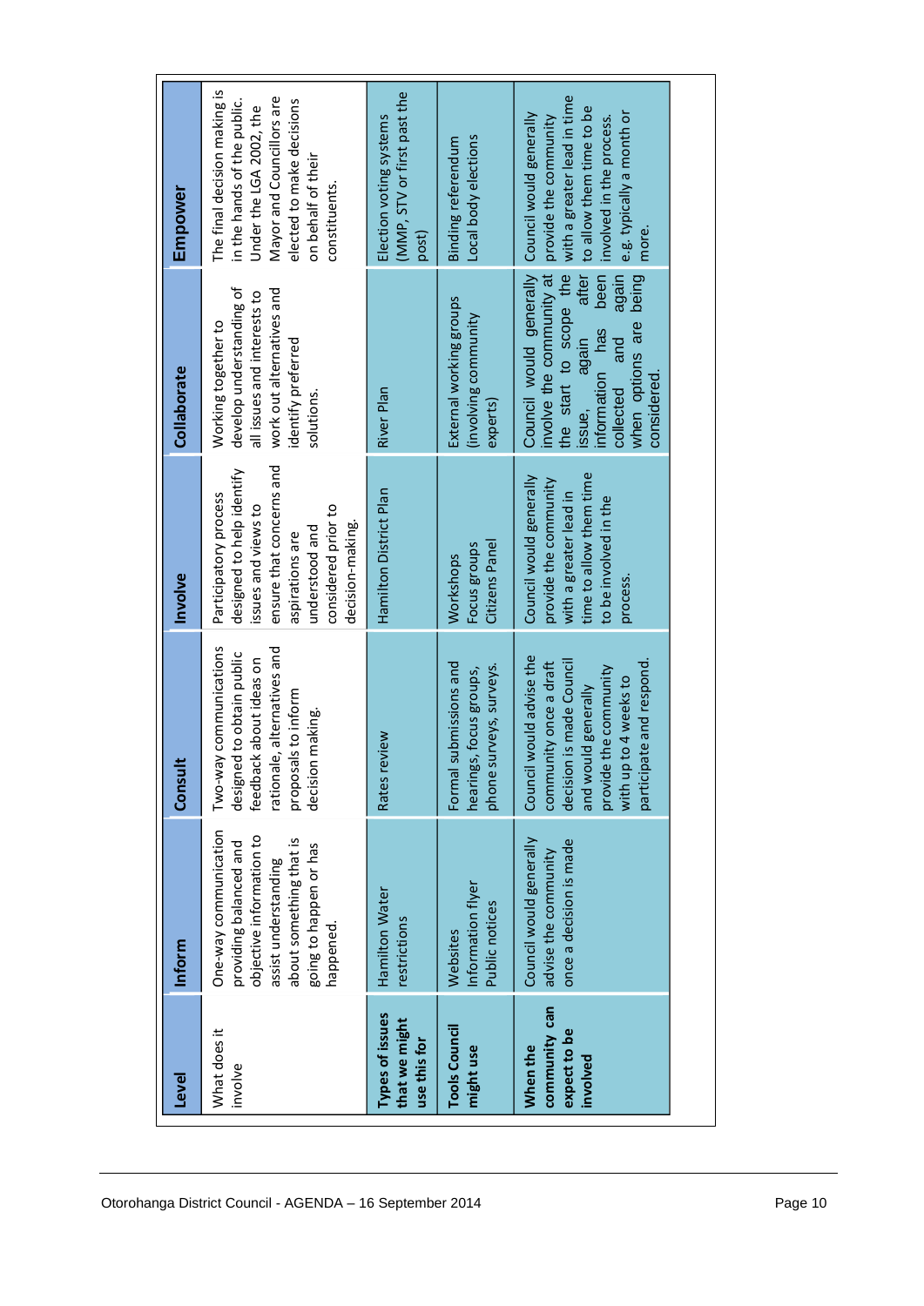| Level | Inform | Consult | Involve | Collaborate | Empower |
|---|---|---|---|---|---|
| What does it involve | One-way communication providing balanced and objective information to assist understanding about something that is going to happen or has happened. | Two-way communications designed to obtain public feedback about ideas on rationale, alternatives and proposals to inform decision making. | Participatory process designed to help identify issues and views to ensure that concerns and aspirations are understood and considered prior to decision-making. | Working together to develop understanding of all issues and interests to work out alternatives and identify preferred solutions. | The final decision making is in the hands of the public. Under the LGA 2002, the Mayor and Councillors are elected to make decisions on behalf of their constituents. |
| **Types of issues that we might use this for** | Hamilton Water restrictions | Rates review | Hamilton District Plan | River Plan | Election voting systems (MMP, STV or first past the post) |
| **Tools Council might use** | Websites<br>Information flyer<br>Public notices | Formal submissions and hearings, focus groups, phone surveys, surveys. | Workshops<br>Focus groups<br>Citizens Panel | External working groups (involving community experts) | Binding referendum<br>Local body elections |
| **When the community can expect to be involved** | Council would generally advise the community once a decision is made | Council would advise the community once a draft decision is made Council and would generally provide the community with up to 4 weeks to participate and respond. | Council would generally provide the community with a greater lead in time to allow them time to be involved in the process. | Council would generally involve the community at the start to scope the issue, again after information has been collected and again when options are being considered. | Council would generally provide the community with a greater lead in time to allow them time to be involved in the process. e.g. typically a month or more. |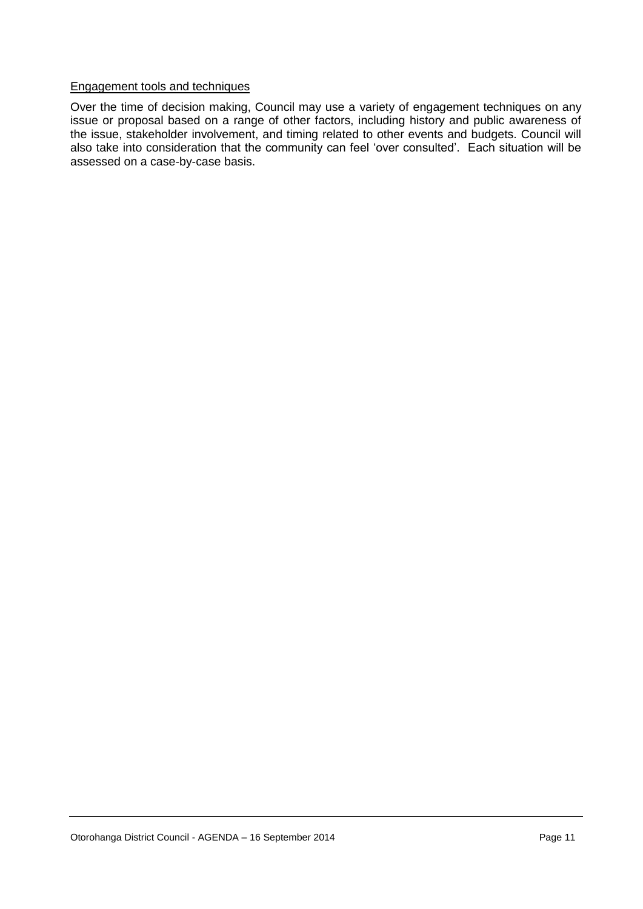Engagement tools and techniques

Over the time of decision making, Council may use a variety of engagement techniques on any issue or proposal based on a range of other factors, including history and public awareness of the issue, stakeholder involvement, and timing related to other events and budgets. Council will also take into consideration that the community can feel 'over consulted'. Each situation will be assessed on a case-by-case basis.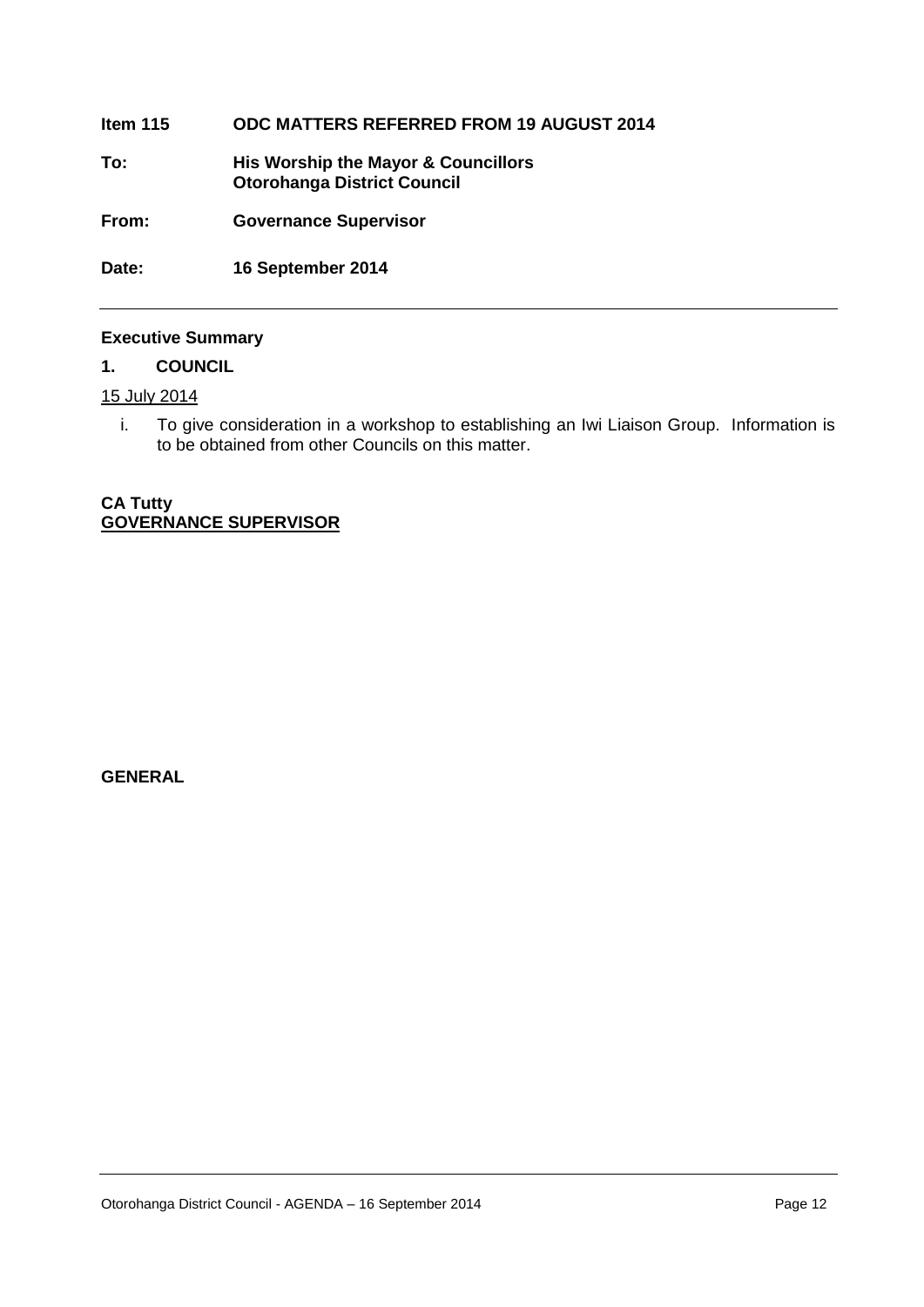**Item 115 ODC MATTERS REFERRED FROM 19 AUGUST 2014**

**To: His Worship the Mayor & Councillors**
**Otorohanga District Council**

**From: Governance Supervisor**

**Date: 16 September 2014**

---

**Executive Summary**

## 1. COUNCIL

15 July 2014

i. To give consideration in a workshop to establishing an Iwi Liaison Group. Information is to be obtained from other Councils on this matter.

**CA Tutty**
**GOVERNANCE SUPERVISOR**

**GENERAL**